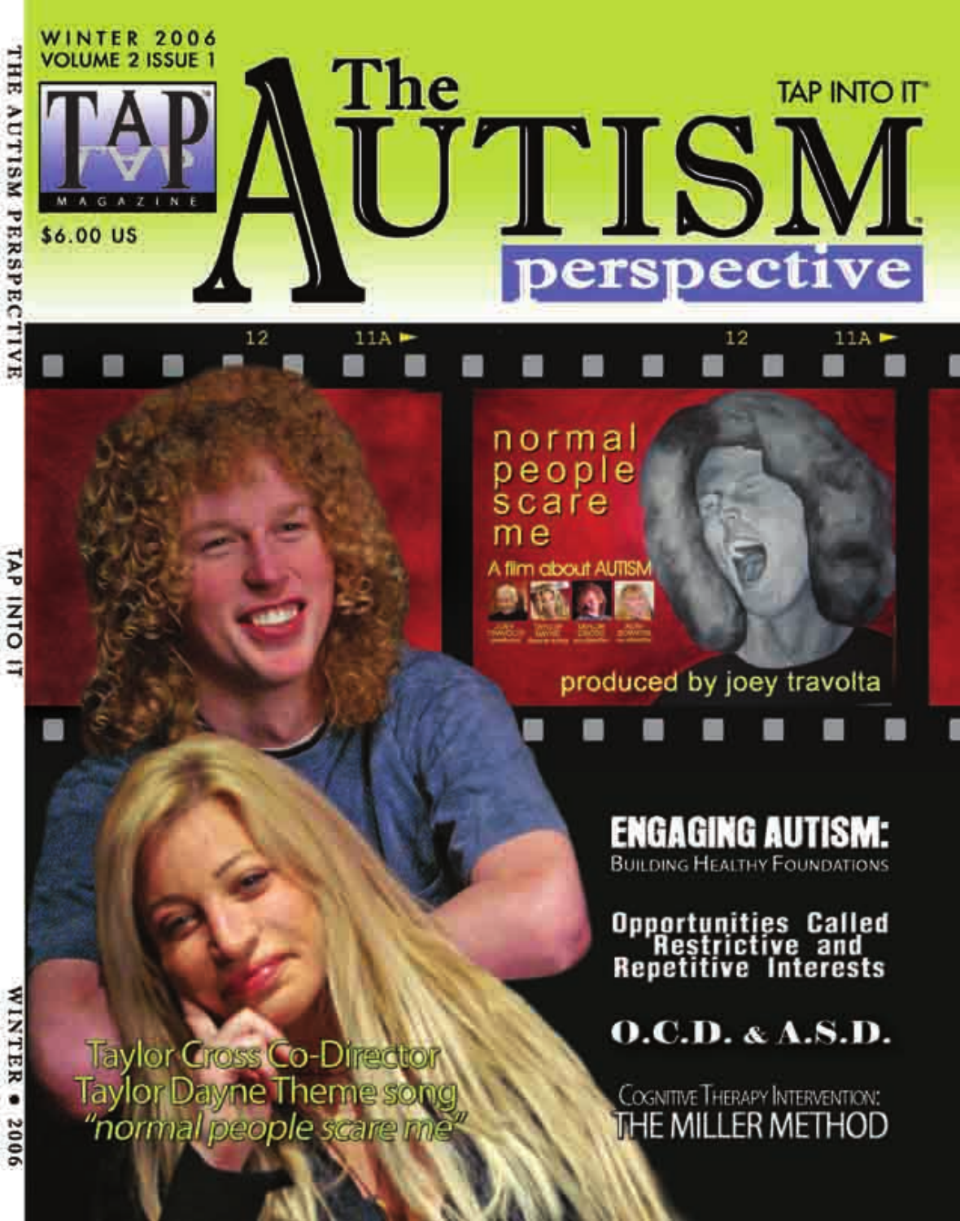WINTER 2006
VOLUME 2 ISSUE 1

TAP MAGAZINE

$6.00 US

# The AUTISM perspective

TAP INTO IT™

normal people scare me

A film about AUTISM

produced by joey travolta

## ENGAGING AUTISM:
BUILDING HEALTHY FOUNDATIONS

## Opportunities Called Restrictive and Repetitive Interests

## O.C.D. & A.S.D.

## COGNITIVE THERAPY INTERVENTION: THE MILLER METHOD

Taylor Cross Co-Director
Taylor Dayne Theme song
*"normal people scare me"*

THE AUTISM PERSPECTIVE TAP INTO IT WINTER • 2006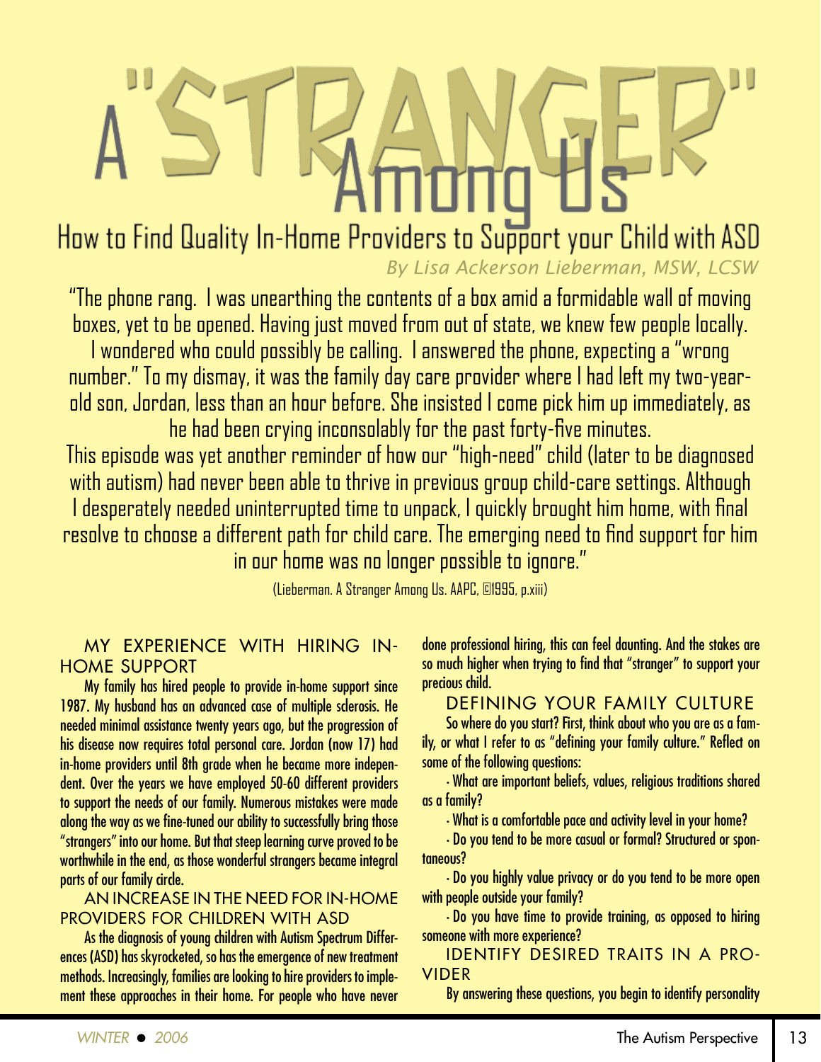# A "STRANGER" Among Us

## How to Find Quality In-Home Providers to Support your Child with ASD

*By Lisa Ackerson Lieberman, MSW, LCSW*

"The phone rang. I was unearthing the contents of a box amid a formidable wall of moving boxes, yet to be opened. Having just moved from out of state, we knew few people locally. I wondered who could possibly be calling. I answered the phone, expecting a "wrong number." To my dismay, it was the family day care provider where I had left my two-year-old son, Jordan, less than an hour before. She insisted I come pick him up immediately, as he had been crying inconsolably for the past forty-five minutes.

This episode was yet another reminder of how our "high-need" child (later to be diagnosed with autism) had never been able to thrive in previous group child-care settings. Although I desperately needed uninterrupted time to unpack, I quickly brought him home, with final resolve to choose a different path for child care. The emerging need to find support for him in our home was no longer possible to ignore."

(Lieberman. A Stranger Among Us. AAPC, ©1995, p.xiii)

### MY EXPERIENCE WITH HIRING IN-HOME SUPPORT

My family has hired people to provide in-home support since 1987. My husband has an advanced case of multiple sclerosis. He needed minimal assistance twenty years ago, but the progression of his disease now requires total personal care. Jordan (now 17) had in-home providers until 8th grade when he became more independent. Over the years we have employed 50-60 different providers to support the needs of our family. Numerous mistakes were made along the way as we fine-tuned our ability to successfully bring those "strangers" into our home. But that steep learning curve proved to be worthwhile in the end, as those wonderful strangers became integral parts of our family circle.

### AN INCREASE IN THE NEED FOR IN-HOME PROVIDERS FOR CHILDREN WITH ASD

As the diagnosis of young children with Autism Spectrum Differences (ASD) has skyrocketed, so has the emergence of new treatment methods. Increasingly, families are looking to hire providers to implement these approaches in their home. For people who have never done professional hiring, this can feel daunting. And the stakes are so much higher when trying to find that "stranger" to support your precious child.

### DEFINING YOUR FAMILY CULTURE

So where do you start? First, think about who you are as a family, or what I refer to as "defining your family culture." Reflect on some of the following questions:

- What are important beliefs, values, religious traditions shared as a family?
- What is a comfortable pace and activity level in your home?
- Do you tend to be more casual or formal? Structured or spontaneous?
- Do you highly value privacy or do you tend to be more open with people outside your family?
- Do you have time to provide training, as opposed to hiring someone with more experience?

### IDENTIFY DESIRED TRAITS IN A PROVIDER

By answering these questions, you begin to identify personality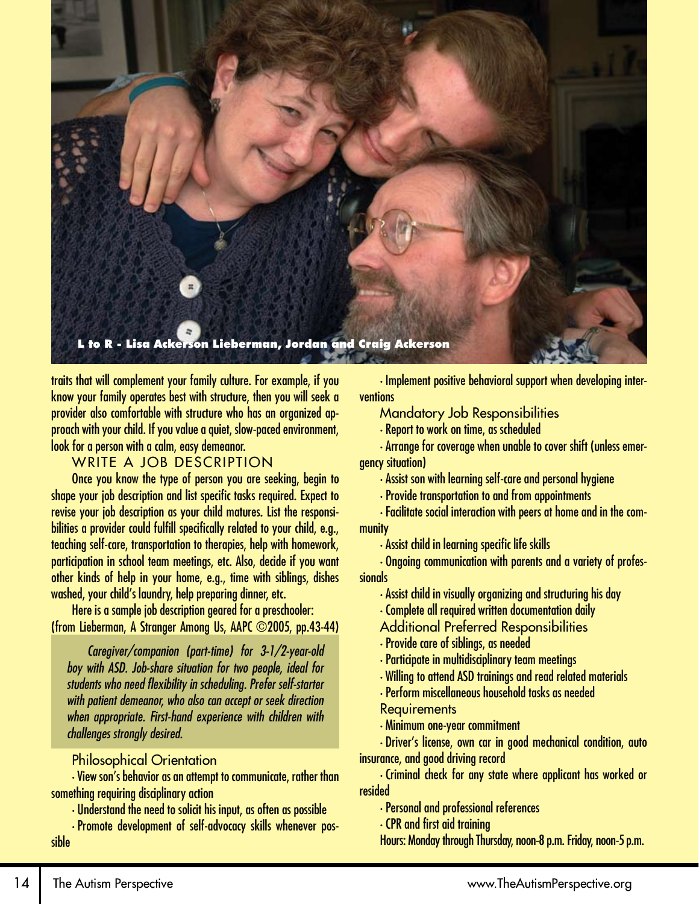L to R - Lisa Ackerson Lieberman, Jordan and Craig Ackerson

traits that will complement your family culture. For example, if you know your family operates best with structure, then you will seek a provider also comfortable with structure who has an organized approach with your child. If you value a quiet, slow-paced environment, look for a person with a calm, easy demeanor.

## WRITE A JOB DESCRIPTION

Once you know the type of person you are seeking, begin to shape your job description and list specific tasks required. Expect to revise your job description as your child matures. List the responsibilities a provider could fulfill specifically related to your child, e.g., teaching self-care, transportation to therapies, help with homework, participation in school team meetings, etc. Also, decide if you want other kinds of help in your home, e.g., time with siblings, dishes washed, your child's laundry, help preparing dinner, etc.

Here is a sample job description geared for a preschooler: (from Lieberman, A Stranger Among Us, AAPC ©2005, pp.43-44)

> *Caregiver/companion (part-time) for 3-1/2-year-old boy with ASD. Job-share situation for two people, ideal for students who need flexibility in scheduling. Prefer self-starter with patient demeanor, who also can accept or seek direction when appropriate. First-hand experience with children with challenges strongly desired.*

### Philosophical Orientation

- View son's behavior as an attempt to communicate, rather than something requiring disciplinary action
- Understand the need to solicit his input, as often as possible
- Promote development of self-advocacy skills whenever possible
- Implement positive behavioral support when developing interventions

### Mandatory Job Responsibilities

- Report to work on time, as scheduled
- Arrange for coverage when unable to cover shift (unless emergency situation)
- Assist son with learning self-care and personal hygiene
- Provide transportation to and from appointments
- Facilitate social interaction with peers at home and in the community
- Assist child in learning specific life skills
- Ongoing communication with parents and a variety of professionals
- Assist child in visually organizing and structuring his day
- Complete all required written documentation daily

### Additional Preferred Responsibilities

- Provide care of siblings, as needed
- Participate in multidisciplinary team meetings
- Willing to attend ASD trainings and read related materials
- Perform miscellaneous household tasks as needed

### Requirements

- Minimum one-year commitment
- Driver's license, own car in good mechanical condition, auto insurance, and good driving record
- Criminal check for any state where applicant has worked or resided
- Personal and professional references
- CPR and first aid training

Hours: Monday through Thursday, noon-8 p.m. Friday, noon-5 p.m.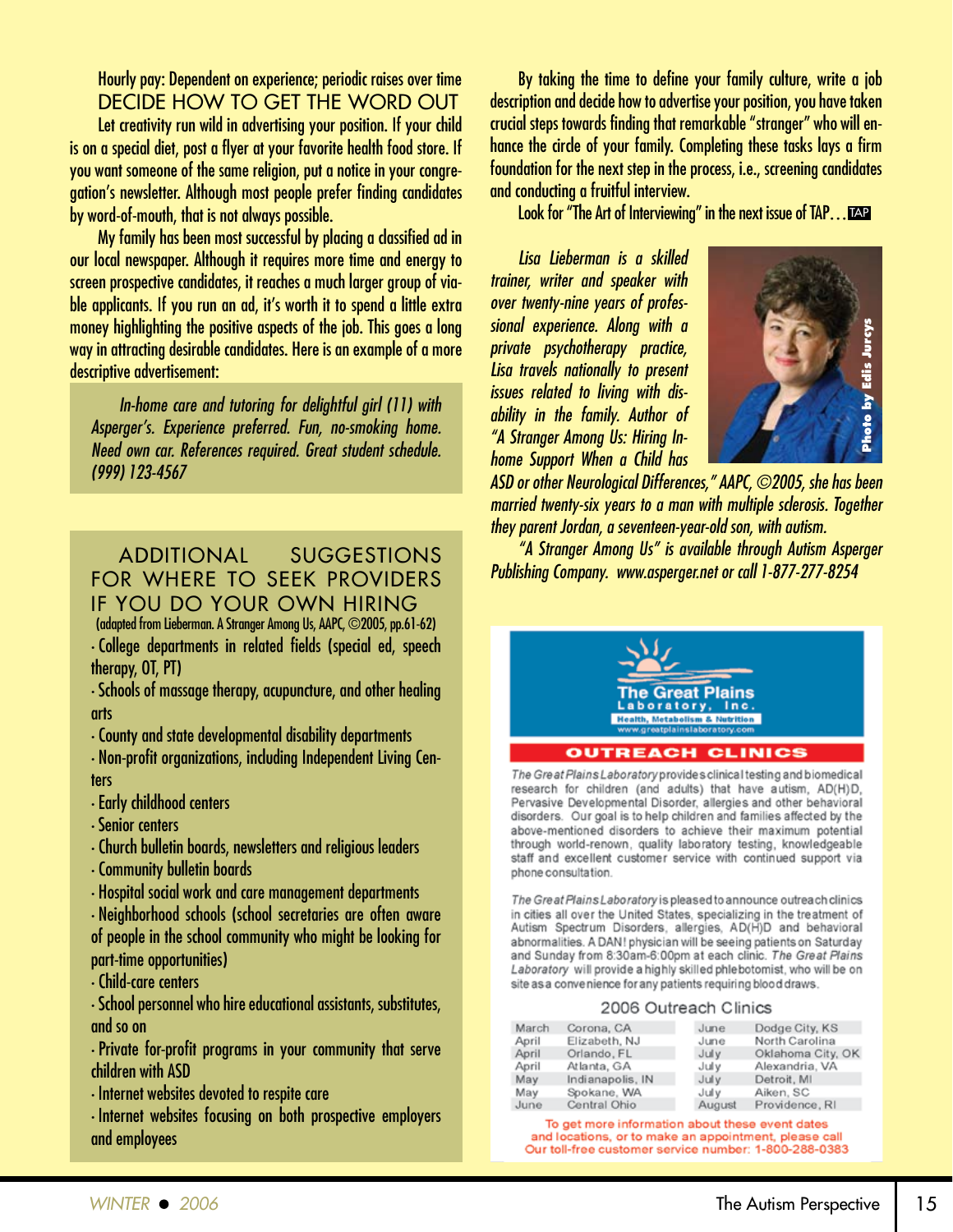Hourly pay: Dependent on experience; periodic raises over time

## DECIDE HOW TO GET THE WORD OUT

Let creativity run wild in advertising your position. If your child is on a special diet, post a flyer at your favorite health food store. If you want someone of the same religion, put a notice in your congregation's newsletter. Although most people prefer finding candidates by word-of-mouth, that is not always possible.

My family has been most successful by placing a classified ad in our local newspaper. Although it requires more time and energy to screen prospective candidates, it reaches a much larger group of viable applicants. If you run an ad, it's worth it to spend a little extra money highlighting the positive aspects of the job. This goes a long way in attracting desirable candidates. Here is an example of a more descriptive advertisement:

> *In-home care and tutoring for delightful girl (11) with Asperger's. Experience preferred. Fun, no-smoking home. Need own car. References required. Great student schedule. (999) 123-4567*

## ADDITIONAL SUGGESTIONS FOR WHERE TO SEEK PROVIDERS IF YOU DO YOUR OWN HIRING

(adapted from Lieberman. A Stranger Among Us, AAPC, ©2005, pp.61-62)

- College departments in related fields (special ed, speech therapy, OT, PT)
- Schools of massage therapy, acupuncture, and other healing arts
- County and state developmental disability departments
- Non-profit organizations, including Independent Living Centers
- Early childhood centers
- Senior centers
- Church bulletin boards, newsletters and religious leaders
- Community bulletin boards
- Hospital social work and care management departments
- Neighborhood schools (school secretaries are often aware of people in the school community who might be looking for part-time opportunities)
- Child-care centers
- School personnel who hire educational assistants, substitutes, and so on
- Private for-profit programs in your community that serve children with ASD
- Internet websites devoted to respite care
- Internet websites focusing on both prospective employers and employees

By taking the time to define your family culture, write a job description and decide how to advertise your position, you have taken crucial steps towards finding that remarkable "stranger" who will enhance the circle of your family. Completing these tasks lays a firm foundation for the next step in the process, i.e., screening candidates and conducting a fruitful interview.

Look for "The Art of Interviewing" in the next issue of TAP. . . TAP

Photo by Edis Jurcys

*Lisa Lieberman is a skilled trainer, writer and speaker with over twenty-nine years of professional experience. Along with a private psychotherapy practice, Lisa travels nationally to present issues related to living with disability in the family. Author of "A Stranger Among Us: Hiring In-home Support When a Child has ASD or other Neurological Differences," AAPC, ©2005, she has been married twenty-six years to a man with multiple sclerosis. Together they parent Jordan, a seventeen-year-old son, with autism.*

*"A Stranger Among Us" is available through Autism Asperger Publishing Company. www.asperger.net or call 1-877-277-8254*

**The Great Plains Laboratory, Inc.**
Health, Metabolism & Nutrition
www.greatplainslaboratory.com

**OUTREACH CLINICS**

*The Great Plains Laboratory* provides clinical testing and biomedical research for children (and adults) that have autism, AD(H)D, Pervasive Developmental Disorder, allergies and other behavioral disorders. Our goal is to help children and families affected by the above-mentioned disorders to achieve their maximum potential through world-renown, quality laboratory testing, knowledgeable staff and excellent customer service with continued support via phone consultation.

*The Great Plains Laboratory* is pleased to announce outreach clinics in cities all over the United States, specializing in the treatment of Autism Spectrum Disorders, allergies, AD(H)D and behavioral abnormalities. A DAN! physician will be seeing patients on Saturday and Sunday from 8:30am-6:00pm at each clinic. *The Great Plains Laboratory* will provide a highly skilled phlebotomist, who will be on site as a convenience for any patients requiring blood draws.

2006 Outreach Clinics

| | | | |
|---|---|---|---|
| March | Corona, CA | June | Dodge City, KS |
| April | Elizabeth, NJ | June | North Carolina |
| April | Orlando, FL | July | Oklahoma City, OK |
| April | Atlanta, GA | July | Alexandria, VA |
| May | Indianapolis, IN | July | Detroit, MI |
| May | Spokane, WA | July | Aiken, SC |
| June | Central Ohio | August | Providence, RI |

To get more information about these event dates and locations, or to make an appointment, please call Our toll-free customer service number: 1-800-288-0383